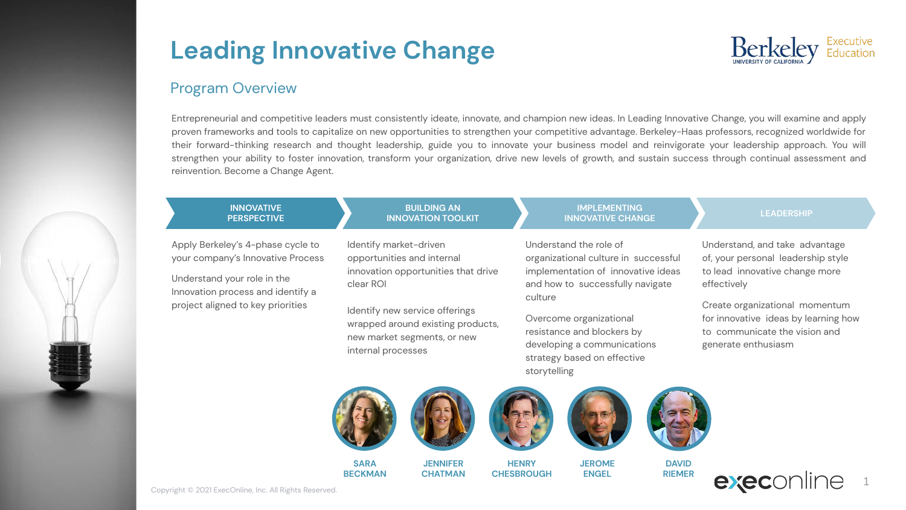# Leading Innovative Change

Berkeley Executive Education

## Program Overview

Entrepreneurial and competitive leaders must consistently ideate, innovate, and champion new ideas. In Leading Innovative Change, you will examine and apply proven frameworks and tools to capitalize on new opportunities to strengthen your competitive advantage. Berkeley-Haas professors, recognized worldwide for their forward-thinking research and thought leadership, guide you to innovate your business model and reinvigorate your leadership approach. You will strengthen your ability to foster innovation, transform your organization, drive new levels of growth, and sustain success through continual assessment and reinvention. Become a Change Agent.

### INNOVATIVE PERSPECTIVE

Apply Berkeley's 4-phase cycle to your company's Innovative Process

Understand your role in the Innovation process and identify a project aligned to key priorities

### BUILDING AN INNOVATION TOOLKIT

Identify market-driven opportunities and internal innovation opportunities that drive clear ROI

Identify new service offerings wrapped around existing products, new market segments, or new internal processes

### IMPLEMENTING INNOVATIVE CHANGE

Understand the role of organizational culture in successful implementation of innovative ideas and how to successfully navigate culture

Overcome organizational resistance and blockers by developing a communications strategy based on effective storytelling

### LEADERSHIP

Understand, and take advantage of, your personal leadership style to lead innovative change more effectively

Create organizational momentum for innovative ideas by learning how to communicate the vision and generate enthusiasm

**SARA BECKMAN** | **JENNIFER CHATMAN** | **HENRY CHESBROUGH** | **JEROME ENGEL** | **DAVID RIEMER**

Copyright © 2021 ExecOnline, Inc. All Rights Reserved.

execonline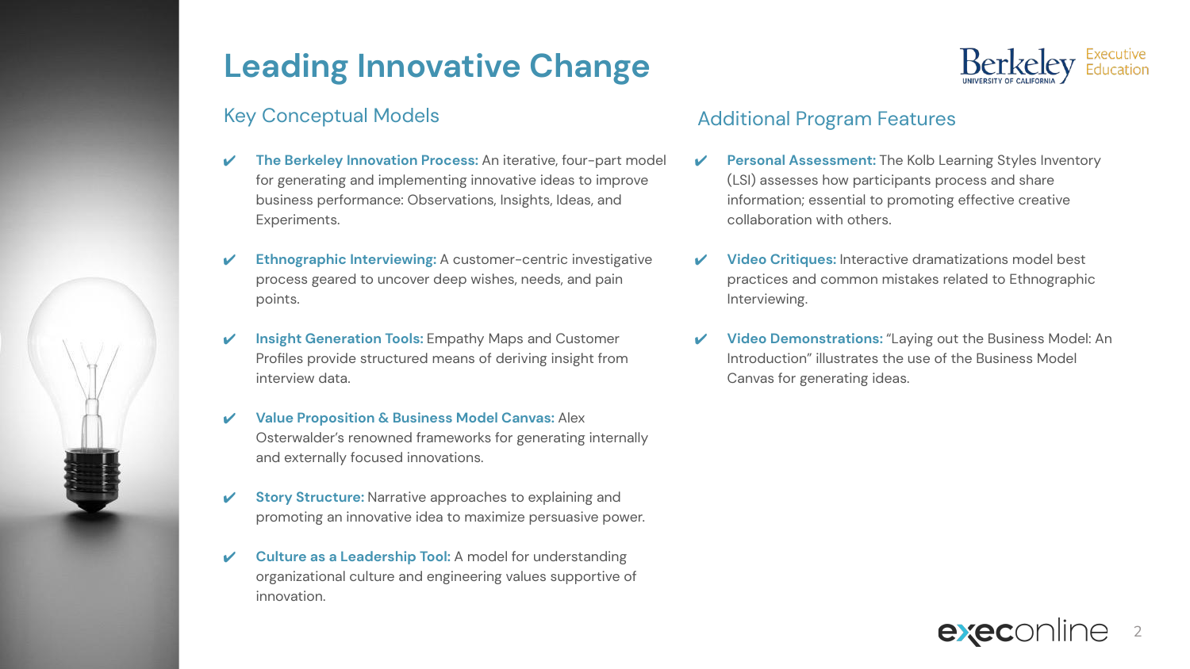# Leading Innovative Change

## Key Conceptual Models

- **The Berkeley Innovation Process:** An iterative, four-part model for generating and implementing innovative ideas to improve business performance: Observations, Insights, Ideas, and Experiments.
- **Ethnographic Interviewing:** A customer-centric investigative process geared to uncover deep wishes, needs, and pain points.
- **Insight Generation Tools:** Empathy Maps and Customer Profiles provide structured means of deriving insight from interview data.
- **Value Proposition & Business Model Canvas:** Alex Osterwalder's renowned frameworks for generating internally and externally focused innovations.
- **Story Structure:** Narrative approaches to explaining and promoting an innovative idea to maximize persuasive power.
- **Culture as a Leadership Tool:** A model for understanding organizational culture and engineering values supportive of innovation.

## Additional Program Features

- **Personal Assessment:** The Kolb Learning Styles Inventory (LSI) assesses how participants process and share information; essential to promoting effective creative collaboration with others.
- **Video Critiques:** Interactive dramatizations model best practices and common mistakes related to Ethnographic Interviewing.
- **Video Demonstrations:** "Laying out the Business Model: An Introduction" illustrates the use of the Business Model Canvas for generating ideas.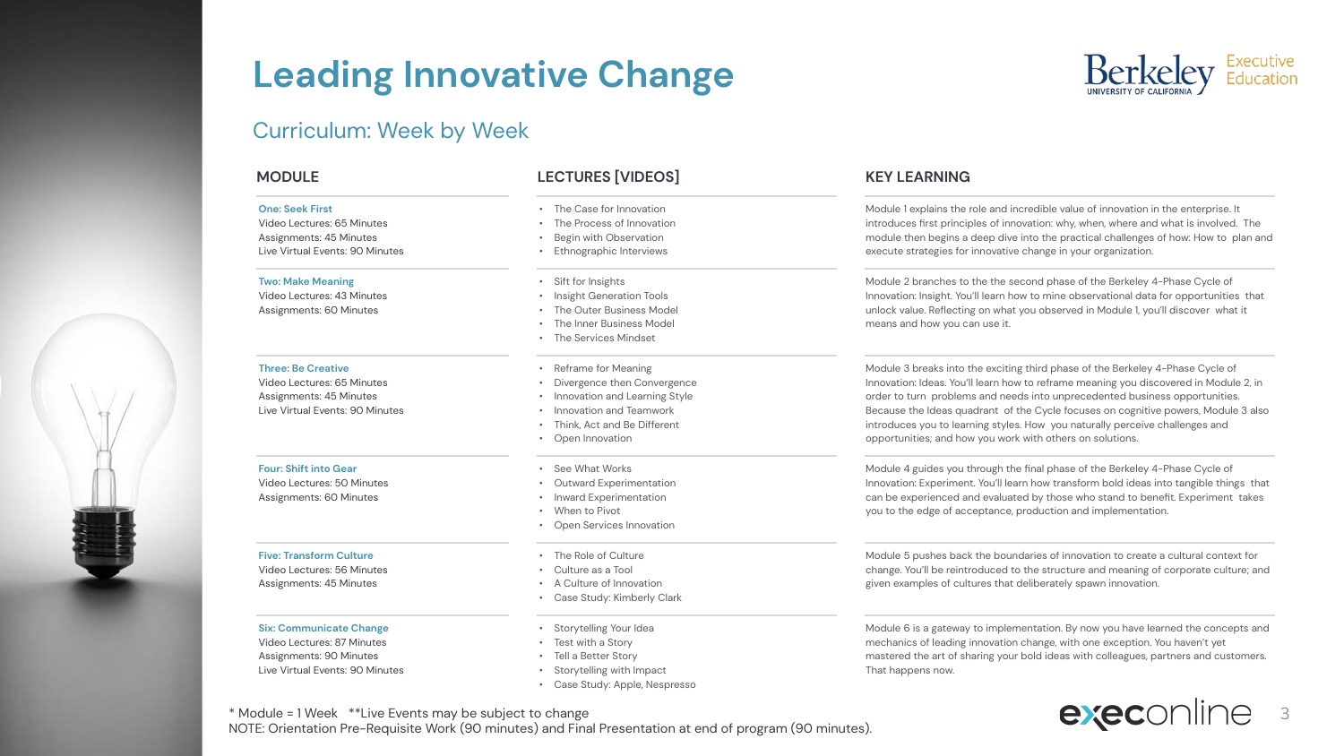# Leading Innovative Change

## Curriculum: Week by Week

| MODULE | LECTURES [VIDEOS] | KEY LEARNING |
| --- | --- | --- |
| **One: Seek First**<br>Video Lectures: 65 Minutes<br>Assignments: 45 Minutes<br>Live Virtual Events: 90 Minutes | • The Case for Innovation<br>• The Process of Innovation<br>• Begin with Observation<br>• Ethnographic Interviews | Module 1 explains the role and incredible value of innovation in the enterprise. It introduces first principles of innovation: why, when, where and what is involved. The module then begins a deep dive into the practical challenges of how: How to plan and execute strategies for innovative change in your organization. |
| **Two: Make Meaning**<br>Video Lectures: 43 Minutes<br>Assignments: 60 Minutes | • Sift for Insights<br>• Insight Generation Tools<br>• The Outer Business Model<br>• The Inner Business Model<br>• The Services Mindset | Module 2 branches to the the second phase of the Berkeley 4-Phase Cycle of Innovation: Insight. You'll learn how to mine observational data for opportunities that unlock value. Reflecting on what you observed in Module 1, you'll discover what it means and how you can use it. |
| **Three: Be Creative**<br>Video Lectures: 65 Minutes<br>Assignments: 45 Minutes<br>Live Virtual Events: 90 Minutes | • Reframe for Meaning<br>• Divergence then Convergence<br>• Innovation and Learning Style<br>• Innovation and Teamwork<br>• Think, Act and Be Different<br>• Open Innovation | Module 3 breaks into the exciting third phase of the Berkeley 4-Phase Cycle of Innovation: Ideas. You'll learn how to reframe meaning you discovered in Module 2, in order to turn problems and needs into unprecedented business opportunities. Because the Ideas quadrant of the Cycle focuses on cognitive powers, Module 3 also introduces you to learning styles. How you naturally perceive challenges and opportunities; and how you work with others on solutions. |
| **Four: Shift into Gear**<br>Video Lectures: 50 Minutes<br>Assignments: 60 Minutes | • See What Works<br>• Outward Experimentation<br>• Inward Experimentation<br>• When to Pivot<br>• Open Services Innovation | Module 4 guides you through the final phase of the Berkeley 4-Phase Cycle of Innovation: Experiment. You'll learn how transform bold ideas into tangible things that can be experienced and evaluated by those who stand to benefit. Experiment takes you to the edge of acceptance, production and implementation. |
| **Five: Transform Culture**<br>Video Lectures: 56 Minutes<br>Assignments: 45 Minutes | • The Role of Culture<br>• Culture as a Tool<br>• A Culture of Innovation<br>• Case Study: Kimberly Clark | Module 5 pushes back the boundaries of innovation to create a cultural context for change. You'll be reintroduced to the structure and meaning of corporate culture; and given examples of cultures that deliberately spawn innovation. |
| **Six: Communicate Change**<br>Video Lectures: 87 Minutes<br>Assignments: 90 Minutes<br>Live Virtual Events: 90 Minutes | • Storytelling Your Idea<br>• Test with a Story<br>• Tell a Better Story<br>• Storytelling with Impact<br>• Case Study: Apple, Nespresso | Module 6 is a gateway to implementation. By now you have learned the concepts and mechanics of leading innovation change, with one exception. You haven't yet mastered the art of sharing your bold ideas with colleagues, partners and customers. That happens now. |

* Module = 1 Week **Live Events may be subject to change
NOTE: Orientation Pre-Requisite Work (90 minutes) and Final Presentation at end of program (90 minutes).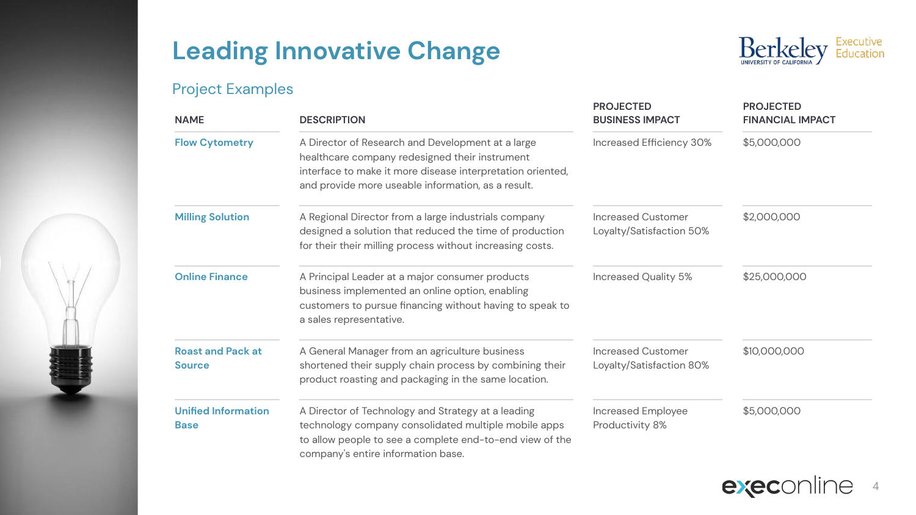# Leading Innovative Change

## Project Examples

| NAME | DESCRIPTION | PROJECTED BUSINESS IMPACT | PROJECTED FINANCIAL IMPACT |
| --- | --- | --- | --- |
| **Flow Cytometry** | A Director of Research and Development at a large healthcare company redesigned their instrument interface to make it more disease interpretation oriented, and provide more useable information, as a result. | Increased Efficiency 30% | $5,000,000 |
| **Milling Solution** | A Regional Director from a large industrials company designed a solution that reduced the time of production for their their milling process without increasing costs. | Increased Customer Loyalty/Satisfaction 50% | $2,000,000 |
| **Online Finance** | A Principal Leader at a major consumer products business implemented an online option, enabling customers to pursue financing without having to speak to a sales representative. | Increased Quality 5% | $25,000,000 |
| **Roast and Pack at Source** | A General Manager from an agriculture business shortened their supply chain process by combining their product roasting and packaging in the same location. | Increased Customer Loyalty/Satisfaction 80% | $10,000,000 |
| **Unified Information Base** | A Director of Technology and Strategy at a leading technology company consolidated multiple mobile apps to allow people to see a complete end-to-end view of the company's entire information base. | Increased Employee Productivity 8% | $5,000,000 |